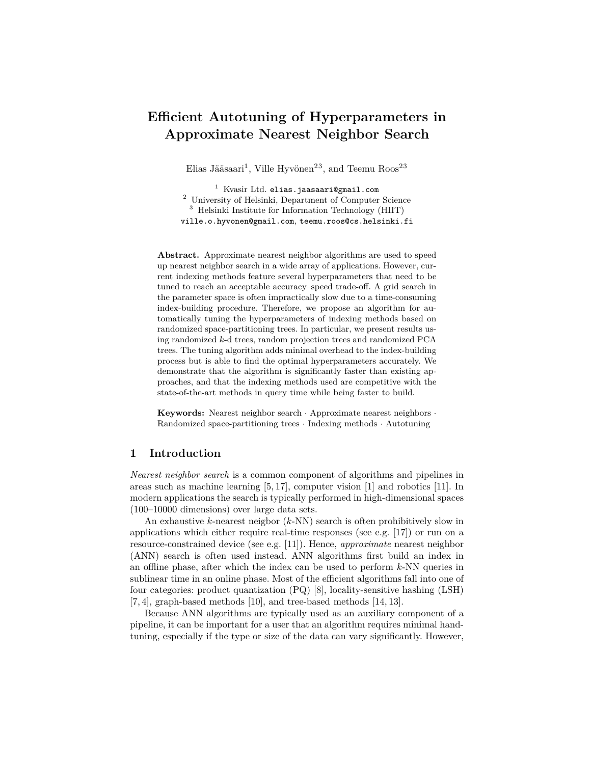# Efficient Autotuning of Hyperparameters in Approximate Nearest Neighbor Search

Elias Jääsaari[1], Ville Hyvönen[23], and Teemu Roos[23]

[1] Kvasir Ltd. elias.jaasaari@gmail.com
[2] University of Helsinki, Department of Computer Science
[3] Helsinki Institute for Information Technology (HIIT)
ville.o.hyvonen@gmail.com, teemu.roos@cs.helsinki.fi

**Abstract.** Approximate nearest neighbor algorithms are used to speed up nearest neighbor search in a wide array of applications. However, current indexing methods feature several hyperparameters that need to be tuned to reach an acceptable accuracy–speed trade-off. A grid search in the parameter space is often impractically slow due to a time-consuming index-building procedure. Therefore, we propose an algorithm for automatically tuning the hyperparameters of indexing methods based on randomized space-partitioning trees. In particular, we present results using randomized $k$-d trees, random projection trees and randomized PCA trees. The tuning algorithm adds minimal overhead to the index-building process but is able to find the optimal hyperparameters accurately. We demonstrate that the algorithm is significantly faster than existing approaches, and that the indexing methods used are competitive with the state-of-the-art methods in query time while being faster to build.

**Keywords:** Nearest neighbor search · Approximate nearest neighbors · Randomized space-partitioning trees · Indexing methods · Autotuning

## 1 Introduction

*Nearest neighbor search* is a common component of algorithms and pipelines in areas such as machine learning [5, 17], computer vision [1] and robotics [11]. In modern applications the search is typically performed in high-dimensional spaces (100–10000 dimensions) over large data sets.

An exhaustive $k$-nearest neigbor ($k$-NN) search is often prohibitively slow in applications which either require real-time responses (see e.g. [17]) or run on a resource-constrained device (see e.g. [11]). Hence, *approximate* nearest neighbor (ANN) search is often used instead. ANN algorithms first build an index in an offline phase, after which the index can be used to perform $k$-NN queries in sublinear time in an online phase. Most of the efficient algorithms fall into one of four categories: product quantization (PQ) [8], locality-sensitive hashing (LSH) [7, 4], graph-based methods [10], and tree-based methods [14, 13].

Because ANN algorithms are typically used as an auxiliary component of a pipeline, it can be important for a user that an algorithm requires minimal hand-tuning, especially if the type or size of the data can vary significantly. However,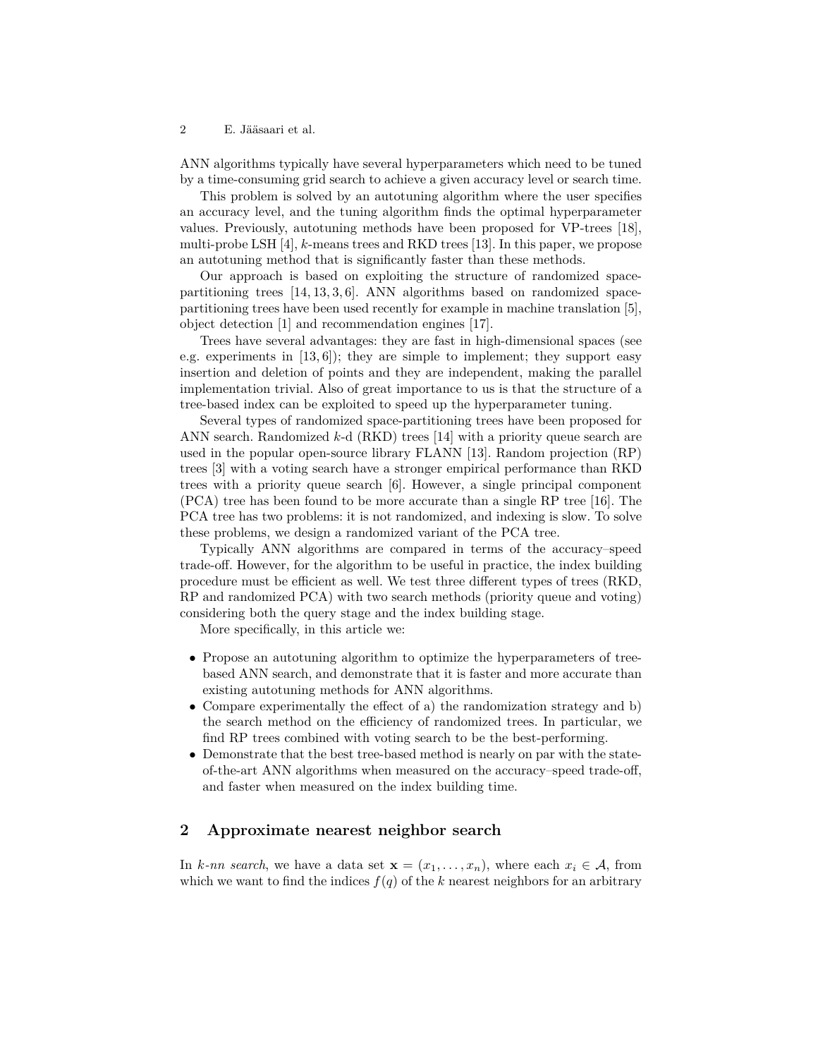ANN algorithms typically have several hyperparameters which need to be tuned by a time-consuming grid search to achieve a given accuracy level or search time.

This problem is solved by an autotuning algorithm where the user specifies an accuracy level, and the tuning algorithm finds the optimal hyperparameter values. Previously, autotuning methods have been proposed for VP-trees [18], multi-probe LSH [4], $k$-means trees and RKD trees [13]. In this paper, we propose an autotuning method that is significantly faster than these methods.

Our approach is based on exploiting the structure of randomized space-partitioning trees [14, 13, 3, 6]. ANN algorithms based on randomized space-partitioning trees have been used recently for example in machine translation [5], object detection [1] and recommendation engines [17].

Trees have several advantages: they are fast in high-dimensional spaces (see e.g. experiments in [13, 6]); they are simple to implement; they support easy insertion and deletion of points and they are independent, making the parallel implementation trivial. Also of great importance to us is that the structure of a tree-based index can be exploited to speed up the hyperparameter tuning.

Several types of randomized space-partitioning trees have been proposed for ANN search. Randomized $k$-d (RKD) trees [14] with a priority queue search are used in the popular open-source library FLANN [13]. Random projection (RP) trees [3] with a voting search have a stronger empirical performance than RKD trees with a priority queue search [6]. However, a single principal component (PCA) tree has been found to be more accurate than a single RP tree [16]. The PCA tree has two problems: it is not randomized, and indexing is slow. To solve these problems, we design a randomized variant of the PCA tree.

Typically ANN algorithms are compared in terms of the accuracy–speed trade-off. However, for the algorithm to be useful in practice, the index building procedure must be efficient as well. We test three different types of trees (RKD, RP and randomized PCA) with two search methods (priority queue and voting) considering both the query stage and the index building stage.

More specifically, in this article we:

- Propose an autotuning algorithm to optimize the hyperparameters of tree-based ANN search, and demonstrate that it is faster and more accurate than existing autotuning methods for ANN algorithms.
- Compare experimentally the effect of a) the randomization strategy and b) the search method on the efficiency of randomized trees. In particular, we find RP trees combined with voting search to be the best-performing.
- Demonstrate that the best tree-based method is nearly on par with the state-of-the-art ANN algorithms when measured on the accuracy–speed trade-off, and faster when measured on the index building time.

## 2 Approximate nearest neighbor search

In *k-nn search*, we have a data set $\mathbf{x} = (x_1, \ldots, x_n)$, where each $x_i \in \mathcal{A}$, from which we want to find the indices $f(q)$ of the $k$ nearest neighbors for an arbitrary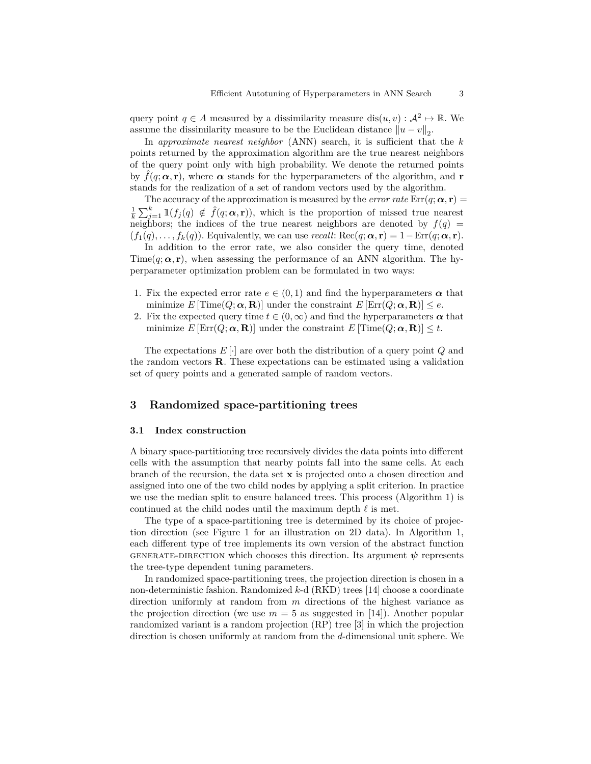query point $q \in A$ measured by a dissimilarity measure $\text{dis}(u, v) : \mathcal{A}^2 \mapsto \mathbb{R}$. We assume the dissimilarity measure to be the Euclidean distance $\|u - v\|_2$.

In *approximate nearest neighbor* (ANN) search, it is sufficient that the $k$ points returned by the approximation algorithm are the true nearest neighbors of the query point only with high probability. We denote the returned points by $\hat{f}(q; \boldsymbol{\alpha}, \mathbf{r})$, where $\boldsymbol{\alpha}$ stands for the hyperparameters of the algorithm, and $\mathbf{r}$ stands for the realization of a set of random vectors used by the algorithm.

The accuracy of the approximation is measured by the *error rate* $\text{Err}(q; \boldsymbol{\alpha}, \mathbf{r}) = \frac{1}{k} \sum_{j=1}^{k} \mathbb{1}(f_j(q) \notin \hat{f}(q; \boldsymbol{\alpha}, \mathbf{r}))$, which is the proportion of missed true nearest neighbors; the indices of the true nearest neighbors are denoted by $f(q) = (f_1(q), \ldots, f_k(q))$. Equivalently, we can use *recall*: $\text{Rec}(q; \boldsymbol{\alpha}, \mathbf{r}) = 1 - \text{Err}(q; \boldsymbol{\alpha}, \mathbf{r})$.

In addition to the error rate, we also consider the query time, denoted $\text{Time}(q; \boldsymbol{\alpha}, \mathbf{r})$, when assessing the performance of an ANN algorithm. The hyperparameter optimization problem can be formulated in two ways:

1. Fix the expected error rate $e \in (0, 1)$ and find the hyperparameters $\boldsymbol{\alpha}$ that minimize $E\left[\text{Time}(Q; \boldsymbol{\alpha}, \mathbf{R})\right]$ under the constraint $E\left[\text{Err}(Q; \boldsymbol{\alpha}, \mathbf{R})\right] \leq e$.
2. Fix the expected query time $t \in (0, \infty)$ and find the hyperparameters $\boldsymbol{\alpha}$ that minimize $E\left[\text{Err}(Q; \boldsymbol{\alpha}, \mathbf{R})\right]$ under the constraint $E\left[\text{Time}(Q; \boldsymbol{\alpha}, \mathbf{R})\right] \leq t$.

The expectations $E\left[\cdot\right]$ are over both the distribution of a query point $Q$ and the random vectors $\mathbf{R}$. These expectations can be estimated using a validation set of query points and a generated sample of random vectors.

## 3 Randomized space-partitioning trees

### 3.1 Index construction

A binary space-partitioning tree recursively divides the data points into different cells with the assumption that nearby points fall into the same cells. At each branch of the recursion, the data set $\mathbf{x}$ is projected onto a chosen direction and assigned into one of the two child nodes by applying a split criterion. In practice we use the median split to ensure balanced trees. This process (Algorithm 1) is continued at the child nodes until the maximum depth $\ell$ is met.

The type of a space-partitioning tree is determined by its choice of projection direction (see Figure 1 for an illustration on 2D data). In Algorithm 1, each different type of tree implements its own version of the abstract function GENERATE-DIRECTION which chooses this direction. Its argument $\boldsymbol{\psi}$ represents the tree-type dependent tuning parameters.

In randomized space-partitioning trees, the projection direction is chosen in a non-deterministic fashion. Randomized $k$-d (RKD) trees [14] choose a coordinate direction uniformly at random from $m$ directions of the highest variance as the projection direction (we use $m = 5$ as suggested in [14]). Another popular randomized variant is a random projection (RP) tree [3] in which the projection direction is chosen uniformly at random from the $d$-dimensional unit sphere. We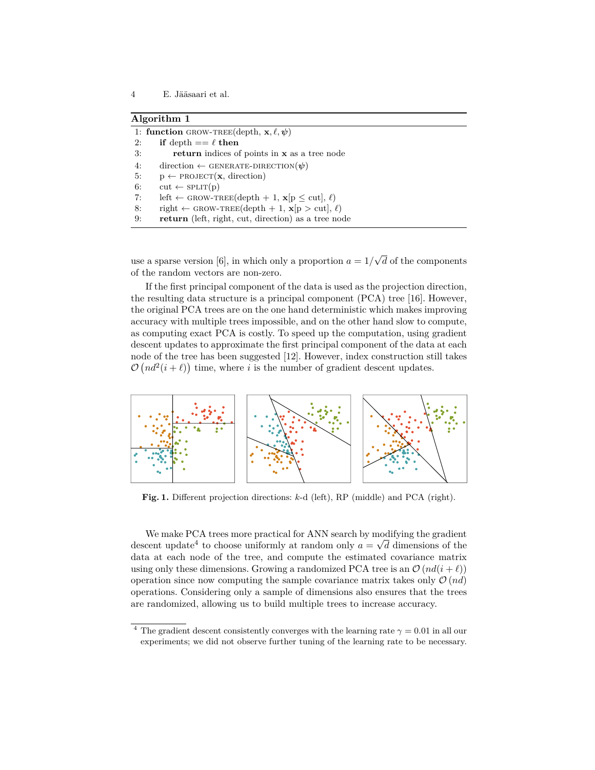**Algorithm 1**

```
1: function GROW-TREE(depth, x, ℓ, ψ)
2:     if depth == ℓ then
3:         return indices of points in x as a tree node
4:     direction ← GENERATE-DIRECTION(ψ)
5:     p ← PROJECT(x, direction)
6:     cut ← SPLIT(p)
7:     left ← GROW-TREE(depth + 1, x[p ≤ cut], ℓ)
8:     right ← GROW-TREE(depth + 1, x[p > cut], ℓ)
9:     return (left, right, cut, direction) as a tree node
```

use a sparse version [6], in which only a proportion $a = 1/\sqrt{d}$ of the components of the random vectors are non-zero.

If the first principal component of the data is used as the projection direction, the resulting data structure is a principal component (PCA) tree [16]. However, the original PCA trees are on the one hand deterministic which makes improving accuracy with multiple trees impossible, and on the other hand slow to compute, as computing exact PCA is costly. To speed up the computation, using gradient descent updates to approximate the first principal component of the data at each node of the tree has been suggested [12]. However, index construction still takes $\mathcal{O}\left(nd^2(i+\ell)\right)$ time, where $i$ is the number of gradient descent updates.

**Fig. 1.** Different projection directions: $k$-d (left), RP (middle) and PCA (right).

We make PCA trees more practical for ANN search by modifying the gradient descent update[4] to choose uniformly at random only $a = \sqrt{d}$ dimensions of the data at each node of the tree, and compute the estimated covariance matrix using only these dimensions. Growing a randomized PCA tree is an $\mathcal{O}\left(nd(i+\ell)\right)$ operation since now computing the sample covariance matrix takes only $\mathcal{O}\left(nd\right)$ operations. Considering only a sample of dimensions also ensures that the trees are randomized, allowing us to build multiple trees to increase accuracy.

[4] The gradient descent consistently converges with the learning rate $\gamma = 0.01$ in all our experiments; we did not observe further tuning of the learning rate to be necessary.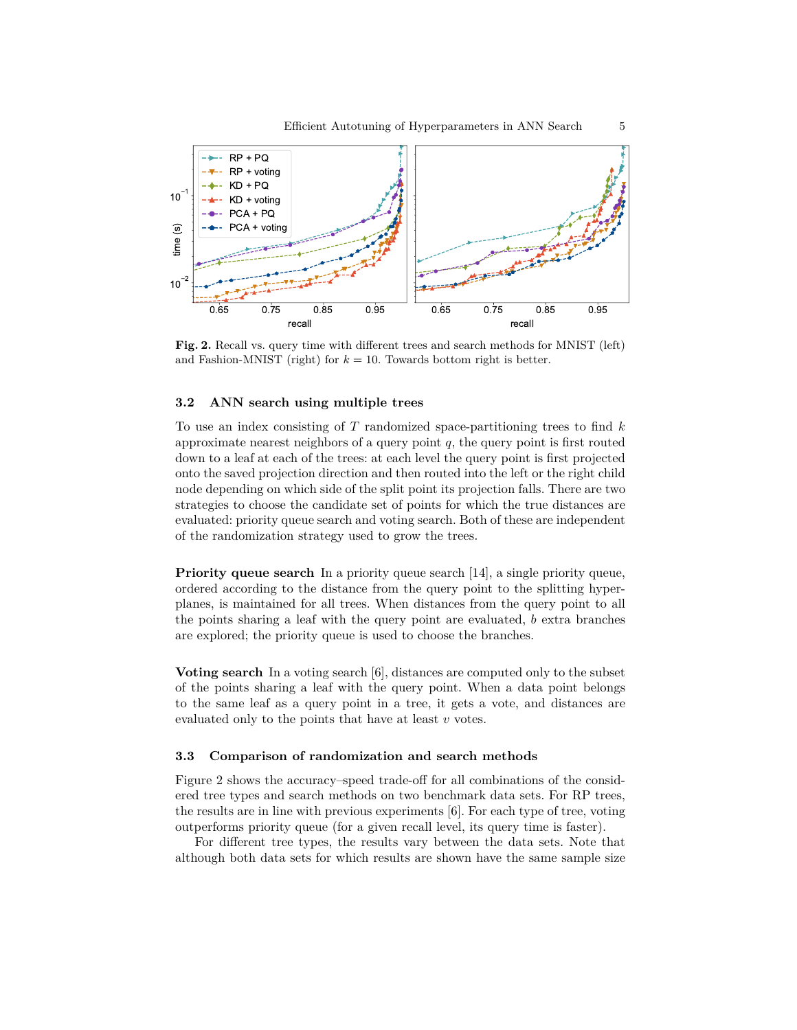**Fig. 2.** Recall vs. query time with different trees and search methods for MNIST (left) and Fashion-MNIST (right) for $k = 10$. Towards bottom right is better.

### 3.2 ANN search using multiple trees

To use an index consisting of $T$ randomized space-partitioning trees to find $k$ approximate nearest neighbors of a query point $q$, the query point is first routed down to a leaf at each of the trees: at each level the query point is first projected onto the saved projection direction and then routed into the left or the right child node depending on which side of the split point its projection falls. There are two strategies to choose the candidate set of points for which the true distances are evaluated: priority queue search and voting search. Both of these are independent of the randomization strategy used to grow the trees.

**Priority queue search** In a priority queue search [14], a single priority queue, ordered according to the distance from the query point to the splitting hyperplanes, is maintained for all trees. When distances from the query point to all the points sharing a leaf with the query point are evaluated, $b$ extra branches are explored; the priority queue is used to choose the branches.

**Voting search** In a voting search [6], distances are computed only to the subset of the points sharing a leaf with the query point. When a data point belongs to the same leaf as a query point in a tree, it gets a vote, and distances are evaluated only to the points that have at least $v$ votes.

### 3.3 Comparison of randomization and search methods

Figure 2 shows the accuracy–speed trade-off for all combinations of the considered tree types and search methods on two benchmark data sets. For RP trees, the results are in line with previous experiments [6]. For each type of tree, voting outperforms priority queue (for a given recall level, its query time is faster).

For different tree types, the results vary between the data sets. Note that although both data sets for which results are shown have the same sample size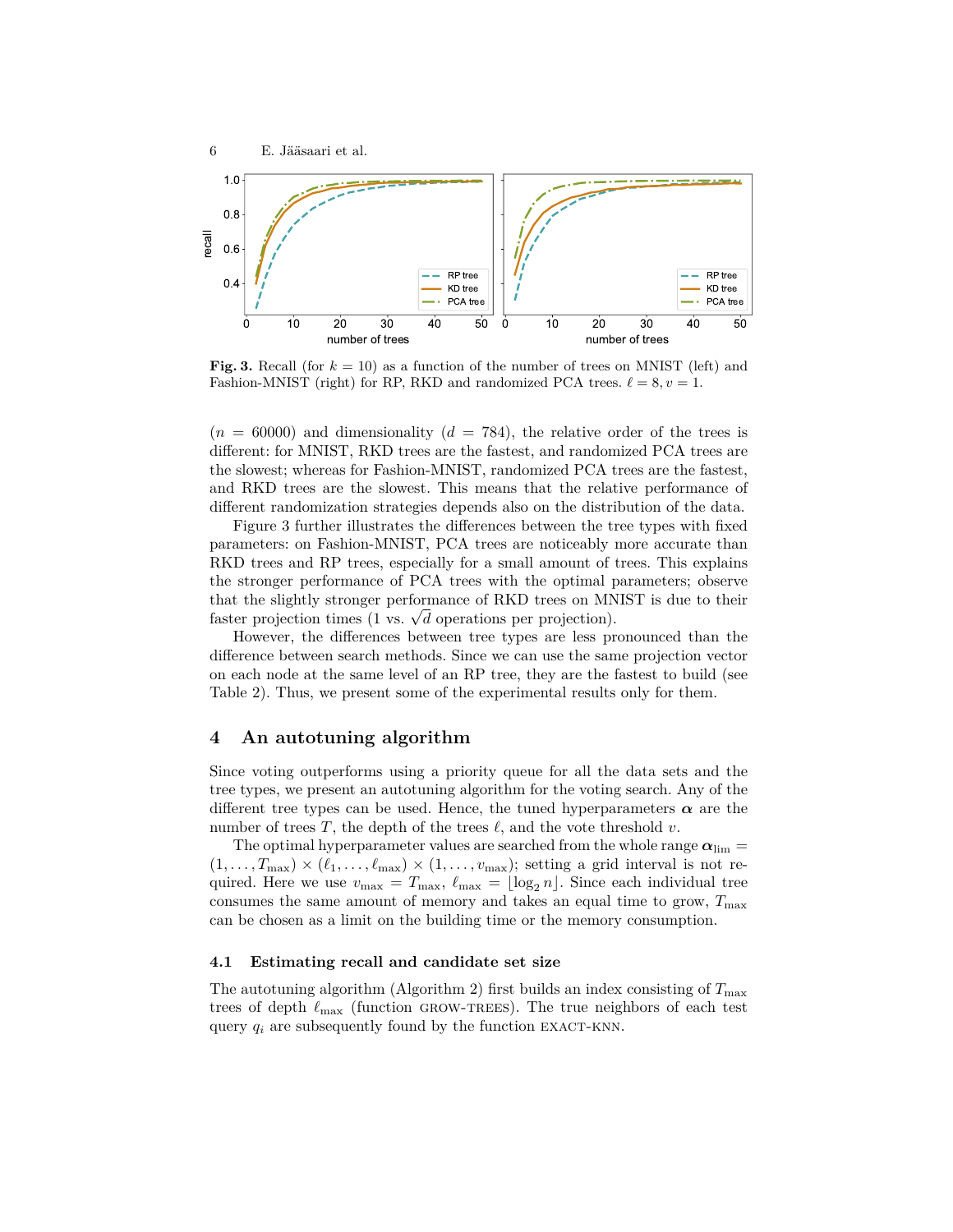**Fig. 3.** Recall (for $k = 10$) as a function of the number of trees on MNIST (left) and Fashion-MNIST (right) for RP, RKD and randomized PCA trees. $\ell = 8, v = 1$.

($n = 60000$) and dimensionality ($d = 784$), the relative order of the trees is different: for MNIST, RKD trees are the fastest, and randomized PCA trees are the slowest; whereas for Fashion-MNIST, randomized PCA trees are the fastest, and RKD trees are the slowest. This means that the relative performance of different randomization strategies depends also on the distribution of the data.

Figure 3 further illustrates the differences between the tree types with fixed parameters: on Fashion-MNIST, PCA trees are noticeably more accurate than RKD trees and RP trees, especially for a small amount of trees. This explains the stronger performance of PCA trees with the optimal parameters; observe that the slightly stronger performance of RKD trees on MNIST is due to their faster projection times (1 vs. $\sqrt{d}$ operations per projection).

However, the differences between tree types are less pronounced than the difference between search methods. Since we can use the same projection vector on each node at the same level of an RP tree, they are the fastest to build (see Table 2). Thus, we present some of the experimental results only for them.

## 4 An autotuning algorithm

Since voting outperforms using a priority queue for all the data sets and the tree types, we present an autotuning algorithm for the voting search. Any of the different tree types can be used. Hence, the tuned hyperparameters $\boldsymbol{\alpha}$ are the number of trees $T$, the depth of the trees $\ell$, and the vote threshold $v$.

The optimal hyperparameter values are searched from the whole range $\boldsymbol{\alpha}_{\text{lim}} = (1, \ldots, T_{\max}) \times (\ell_1, \ldots, \ell_{\max}) \times (1, \ldots, v_{\max})$; setting a grid interval is not required. Here we use $v_{\max} = T_{\max}$, $\ell_{\max} = \lfloor \log_2 n \rfloor$. Since each individual tree consumes the same amount of memory and takes an equal time to grow, $T_{\max}$ can be chosen as a limit on the building time or the memory consumption.

### 4.1 Estimating recall and candidate set size

The autotuning algorithm (Algorithm 2) first builds an index consisting of $T_{\max}$ trees of depth $\ell_{\max}$ (function GROW-TREES). The true neighbors of each test query $q_i$ are subsequently found by the function EXACT-KNN.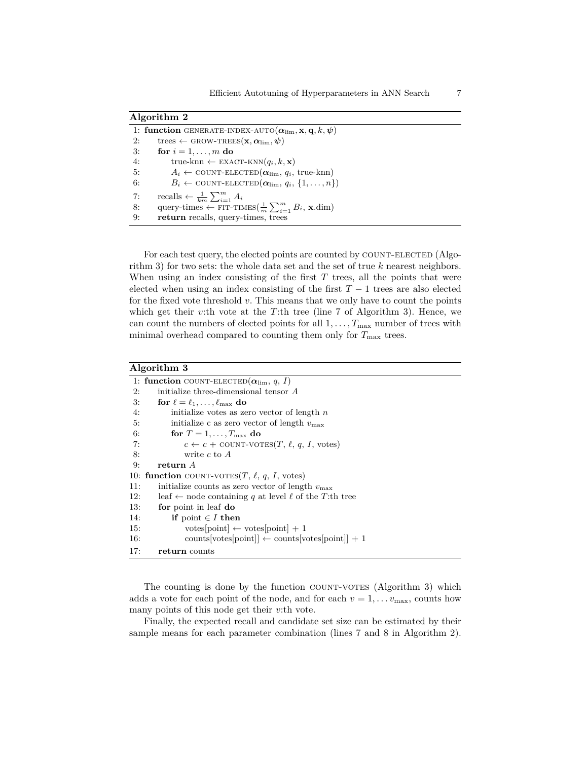**Algorithm 2**

```
1: function GENERATE-INDEX-AUTO(α_lim, x, q, k, ψ)
2:     trees ← GROW-TREES(x, α_lim, ψ)
3:     for i = 1, ..., m do
4:         true-knn ← EXACT-KNN(q_i, k, x)
5:         A_i ← COUNT-ELECTED(α_lim, q_i, true-knn)
6:         B_i ← COUNT-ELECTED(α_lim, q_i, {1, ..., n})
7:     recalls ← (1/(km)) Σ_{i=1}^{m} A_i
8:     query-times ← FIT-TIMES((1/m) Σ_{i=1}^{m} B_i, x.dim)
9:     return recalls, query-times, trees
```

For each test query, the elected points are counted by COUNT-ELECTED (Algorithm 3) for two sets: the whole data set and the set of true $k$ nearest neighbors. When using an index consisting of the first $T$ trees, all the points that were elected when using an index consisting of the first $T-1$ trees are also elected for the fixed vote threshold $v$. This means that we only have to count the points which get their $v$:th vote at the $T$:th tree (line 7 of Algorithm 3). Hence, we can count the numbers of elected points for all $1, \ldots, T_{\max}$ number of trees with minimal overhead compared to counting them only for $T_{\max}$ trees.

**Algorithm 3**

```
 1: function COUNT-ELECTED(α_lim, q, I)
 2:     initialize three-dimensional tensor A
 3:     for ℓ = ℓ_1, ..., ℓ_max do
 4:         initialize votes as zero vector of length n
 5:         initialize c as zero vector of length v_max
 6:         for T = 1, ..., T_max do
 7:             c ← c + COUNT-VOTES(T, ℓ, q, I, votes)
 8:             write c to A
 9:     return A
10: function COUNT-VOTES(T, ℓ, q, I, votes)
11:     initialize counts as zero vector of length v_max
12:     leaf ← node containing q at level ℓ of the T:th tree
13:     for point in leaf do
14:         if point ∈ I then
15:             votes[point] ← votes[point] + 1
16:             counts[votes[point]] ← counts[votes[point]] + 1
17:     return counts
```

The counting is done by the function COUNT-VOTES (Algorithm 3) which adds a vote for each point of the node, and for each $v = 1, \ldots v_{\max}$, counts how many points of this node get their $v$:th vote.

Finally, the expected recall and candidate set size can be estimated by their sample means for each parameter combination (lines 7 and 8 in Algorithm 2).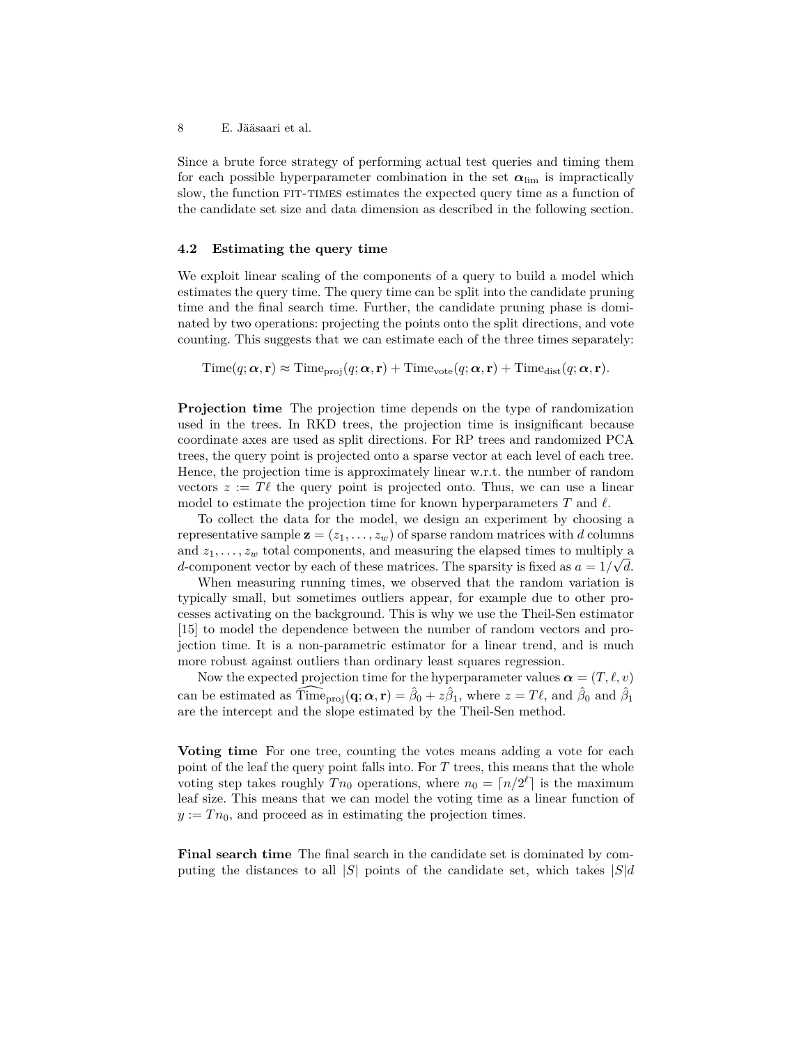Since a brute force strategy of performing actual test queries and timing them for each possible hyperparameter combination in the set $\boldsymbol{\alpha}_{\text{lim}}$ is impractically slow, the function FIT-TIMES estimates the expected query time as a function of the candidate set size and data dimension as described in the following section.

### 4.2 Estimating the query time

We exploit linear scaling of the components of a query to build a model which estimates the query time. The query time can be split into the candidate pruning time and the final search time. Further, the candidate pruning phase is dominated by two operations: projecting the points onto the split directions, and vote counting. This suggests that we can estimate each of the three times separately:

$$\text{Time}(q; \boldsymbol{\alpha}, \mathbf{r}) \approx \text{Time}_{\text{proj}}(q; \boldsymbol{\alpha}, \mathbf{r}) + \text{Time}_{\text{vote}}(q; \boldsymbol{\alpha}, \mathbf{r}) + \text{Time}_{\text{dist}}(q; \boldsymbol{\alpha}, \mathbf{r}).$$

**Projection time** The projection time depends on the type of randomization used in the trees. In RKD trees, the projection time is insignificant because coordinate axes are used as split directions. For RP trees and randomized PCA trees, the query point is projected onto a sparse vector at each level of each tree. Hence, the projection time is approximately linear w.r.t. the number of random vectors $z := T\ell$ the query point is projected onto. Thus, we can use a linear model to estimate the projection time for known hyperparameters $T$ and $\ell$.

To collect the data for the model, we design an experiment by choosing a representative sample $\mathbf{z} = (z_1, \ldots, z_w)$ of sparse random matrices with $d$ columns and $z_1, \ldots, z_w$ total components, and measuring the elapsed times to multiply a $d$-component vector by each of these matrices. The sparsity is fixed as $a = 1/\sqrt{d}$.

When measuring running times, we observed that the random variation is typically small, but sometimes outliers appear, for example due to other processes activating on the background. This is why we use the Theil-Sen estimator [15] to model the dependence between the number of random vectors and projection time. It is a non-parametric estimator for a linear trend, and is much more robust against outliers than ordinary least squares regression.

Now the expected projection time for the hyperparameter values $\boldsymbol{\alpha} = (T, \ell, v)$ can be estimated as $\widehat{\text{Time}}_{\text{proj}}(\mathbf{q}; \boldsymbol{\alpha}, \mathbf{r}) = \hat{\beta}_0 + z\hat{\beta}_1$, where $z = T\ell$, and $\hat{\beta}_0$ and $\hat{\beta}_1$ are the intercept and the slope estimated by the Theil-Sen method.

**Voting time** For one tree, counting the votes means adding a vote for each point of the leaf the query point falls into. For $T$ trees, this means that the whole voting step takes roughly $Tn_0$ operations, where $n_0 = \lceil n/2^\ell \rceil$ is the maximum leaf size. This means that we can model the voting time as a linear function of $y := Tn_0$, and proceed as in estimating the projection times.

**Final search time** The final search in the candidate set is dominated by computing the distances to all $|S|$ points of the candidate set, which takes $|S|d$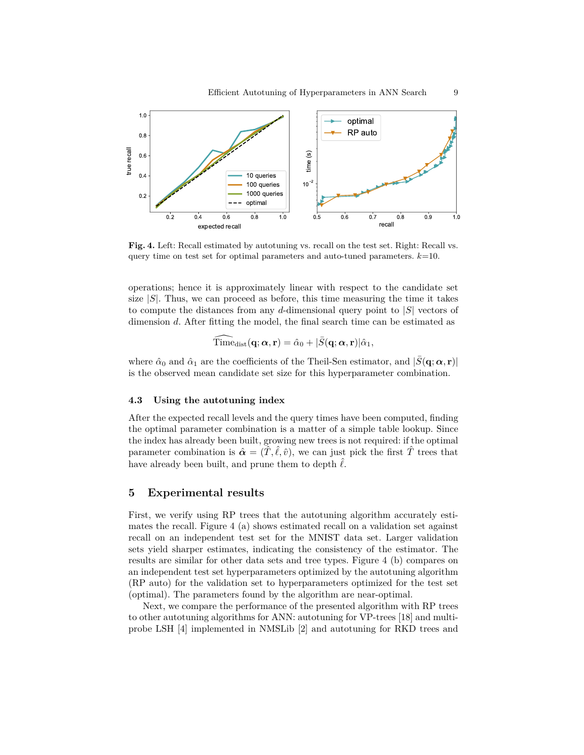Fig. 4. Left: Recall estimated by autotuning vs. recall on the test set. Right: Recall vs. query time on test set for optimal parameters and auto-tuned parameters. $k$=10.

operations; hence it is approximately linear with respect to the candidate set size $|S|$. Thus, we can proceed as before, this time measuring the time it takes to compute the distances from any $d$-dimensional query point to $|S|$ vectors of dimension $d$. After fitting the model, the final search time can be estimated as

$$\widehat{\text{Time}}_{\text{dist}}(\mathbf{q};\boldsymbol{\alpha},\mathbf{r}) = \hat{\alpha}_0 + |\bar{S}(\mathbf{q};\boldsymbol{\alpha},\mathbf{r})|\hat{\alpha}_1,$$

where $\hat{\alpha}_0$ and $\hat{\alpha}_1$ are the coefficients of the Theil-Sen estimator, and $|\bar{S}(\mathbf{q};\boldsymbol{\alpha},\mathbf{r})|$ is the observed mean candidate set size for this hyperparameter combination.

### 4.3 Using the autotuning index

After the expected recall levels and the query times have been computed, finding the optimal parameter combination is a matter of a simple table lookup. Since the index has already been built, growing new trees is not required: if the optimal parameter combination is $\hat{\boldsymbol{\alpha}} = (\hat{T}, \hat{\ell}, \hat{v})$, we can just pick the first $\hat{T}$ trees that have already been built, and prune them to depth $\hat{\ell}$.

## 5 Experimental results

First, we verify using RP trees that the autotuning algorithm accurately estimates the recall. Figure 4 (a) shows estimated recall on a validation set against recall on an independent test set for the MNIST data set. Larger validation sets yield sharper estimates, indicating the consistency of the estimator. The results are similar for other data sets and tree types. Figure 4 (b) compares on an independent test set hyperparameters optimized by the autotuning algorithm (RP auto) for the validation set to hyperparameters optimized for the test set (optimal). The parameters found by the algorithm are near-optimal.

Next, we compare the performance of the presented algorithm with RP trees to other autotuning algorithms for ANN: autotuning for VP-trees [18] and multi-probe LSH [4] implemented in NMSLib [2] and autotuning for RKD trees and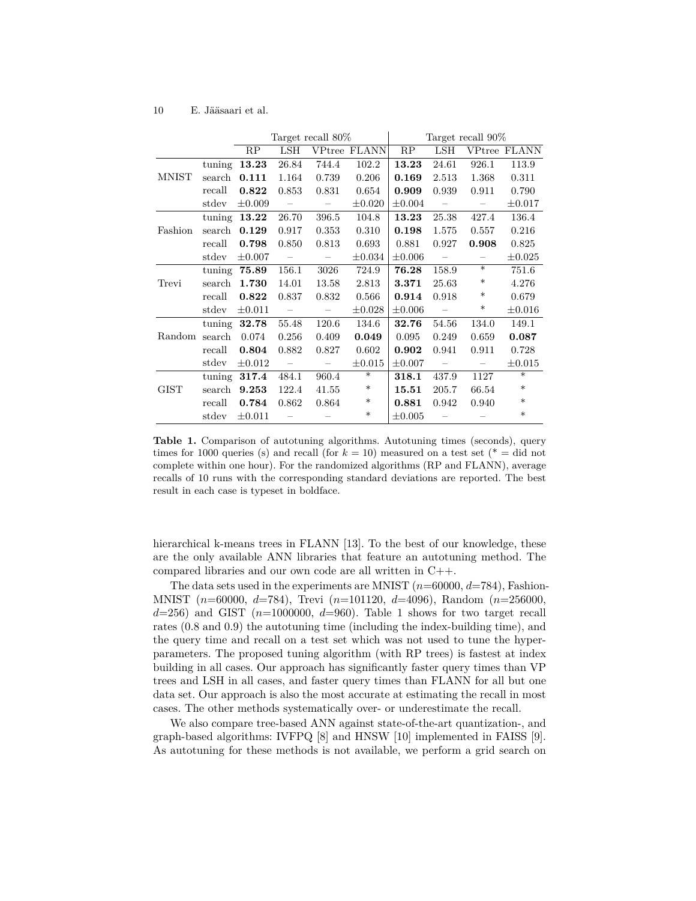| | | Target recall 80% | | | | Target recall 90% | | | |
|---|---|---|---|---|---|---|---|---|---|
| | | RP | LSH | VPtree | FLANN | RP | LSH | VPtree | FLANN |
| MNIST | tuning | **13.23** | 26.84 | 744.4 | 102.2 | **13.23** | 24.61 | 926.1 | 113.9 |
| | search | **0.111** | 1.164 | 0.739 | 0.206 | **0.169** | 2.513 | 1.368 | 0.311 |
| | recall | **0.822** | 0.853 | 0.831 | 0.654 | **0.909** | 0.939 | 0.911 | 0.790 |
| | stdev | ±0.009 | – | – | ±0.020 | ±0.004 | – | – | ±0.017 |
| Fashion | tuning | **13.22** | 26.70 | 396.5 | 104.8 | **13.23** | 25.38 | 427.4 | 136.4 |
| | search | **0.129** | 0.917 | 0.353 | 0.310 | **0.198** | 1.575 | 0.557 | 0.216 |
| | recall | **0.798** | 0.850 | 0.813 | 0.693 | 0.881 | 0.927 | **0.908** | 0.825 |
| | stdev | ±0.007 | – | – | ±0.034 | ±0.006 | – | – | ±0.025 |
| Trevi | tuning | **75.89** | 156.1 | 3026 | 724.9 | **76.28** | 158.9 | * | 751.6 |
| | search | **1.730** | 14.01 | 13.58 | 2.813 | **3.371** | 25.63 | * | 4.276 |
| | recall | **0.822** | 0.837 | 0.832 | 0.566 | **0.914** | 0.918 | * | 0.679 |
| | stdev | ±0.011 | – | – | ±0.028 | ±0.006 | – | * | ±0.016 |
| Random | tuning | **32.78** | 55.48 | 120.6 | 134.6 | **32.76** | 54.56 | 134.0 | 149.1 |
| | search | 0.074 | 0.256 | 0.409 | **0.049** | 0.095 | 0.249 | 0.659 | **0.087** |
| | recall | **0.804** | 0.882 | 0.827 | 0.602 | **0.902** | 0.941 | 0.911 | 0.728 |
| | stdev | ±0.012 | – | – | ±0.015 | ±0.007 | – | – | ±0.015 |
| GIST | tuning | **317.4** | 484.1 | 960.4 | * | **318.1** | 437.9 | 1127 | * |
| | search | **9.253** | 122.4 | 41.55 | * | **15.51** | 205.7 | 66.54 | * |
| | recall | **0.784** | 0.862 | 0.864 | * | **0.881** | 0.942 | 0.940 | * |
| | stdev | ±0.011 | – | – | * | ±0.005 | – | – | * |

**Table 1.** Comparison of autotuning algorithms. Autotuning times (seconds), query times for 1000 queries (s) and recall (for $k = 10$) measured on a test set (* = did not complete within one hour). For the randomized algorithms (RP and FLANN), average recalls of 10 runs with the corresponding standard deviations are reported. The best result in each case is typeset in boldface.

hierarchical k-means trees in FLANN [13]. To the best of our knowledge, these are the only available ANN libraries that feature an autotuning method. The compared libraries and our own code are all written in C++.

The data sets used in the experiments are MNIST ($n$=60000, $d$=784), Fashion-MNIST ($n$=60000, $d$=784), Trevi ($n$=101120, $d$=4096), Random ($n$=256000, $d$=256) and GIST ($n$=1000000, $d$=960). Table 1 shows for two target recall rates (0.8 and 0.9) the autotuning time (including the index-building time), and the query time and recall on a test set which was not used to tune the hyperparameters. The proposed tuning algorithm (with RP trees) is fastest at index building in all cases. Our approach has significantly faster query times than VP trees and LSH in all cases, and faster query times than FLANN for all but one data set. Our approach is also the most accurate at estimating the recall in most cases. The other methods systematically over- or underestimate the recall.

We also compare tree-based ANN against state-of-the-art quantization-, and graph-based algorithms: IVFPQ [8] and HNSW [10] implemented in FAISS [9]. As autotuning for these methods is not available, we perform a grid search on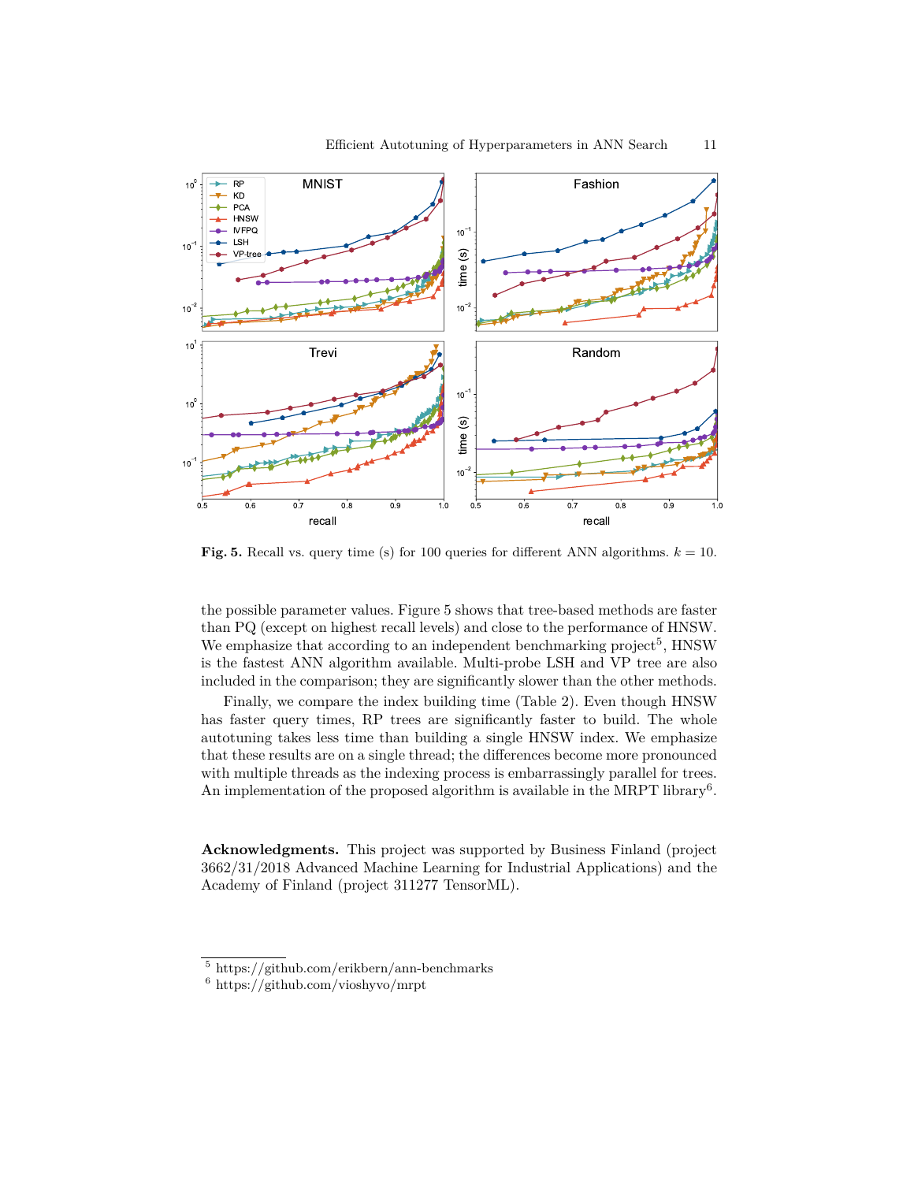**Fig. 5.** Recall vs. query time (s) for 100 queries for different ANN algorithms. $k = 10$.

the possible parameter values. Figure 5 shows that tree-based methods are faster than PQ (except on highest recall levels) and close to the performance of HNSW. We emphasize that according to an independent benchmarking project[5], HNSW is the fastest ANN algorithm available. Multi-probe LSH and VP tree are also included in the comparison; they are significantly slower than the other methods.

Finally, we compare the index building time (Table 2). Even though HNSW has faster query times, RP trees are significantly faster to build. The whole autotuning takes less time than building a single HNSW index. We emphasize that these results are on a single thread; the differences become more pronounced with multiple threads as the indexing process is embarrassingly parallel for trees. An implementation of the proposed algorithm is available in the MRPT library[6].

**Acknowledgments.** This project was supported by Business Finland (project 3662/31/2018 Advanced Machine Learning for Industrial Applications) and the Academy of Finland (project 311277 TensorML).

[5] https://github.com/erikbern/ann-benchmarks

[6] https://github.com/vioshyvo/mrpt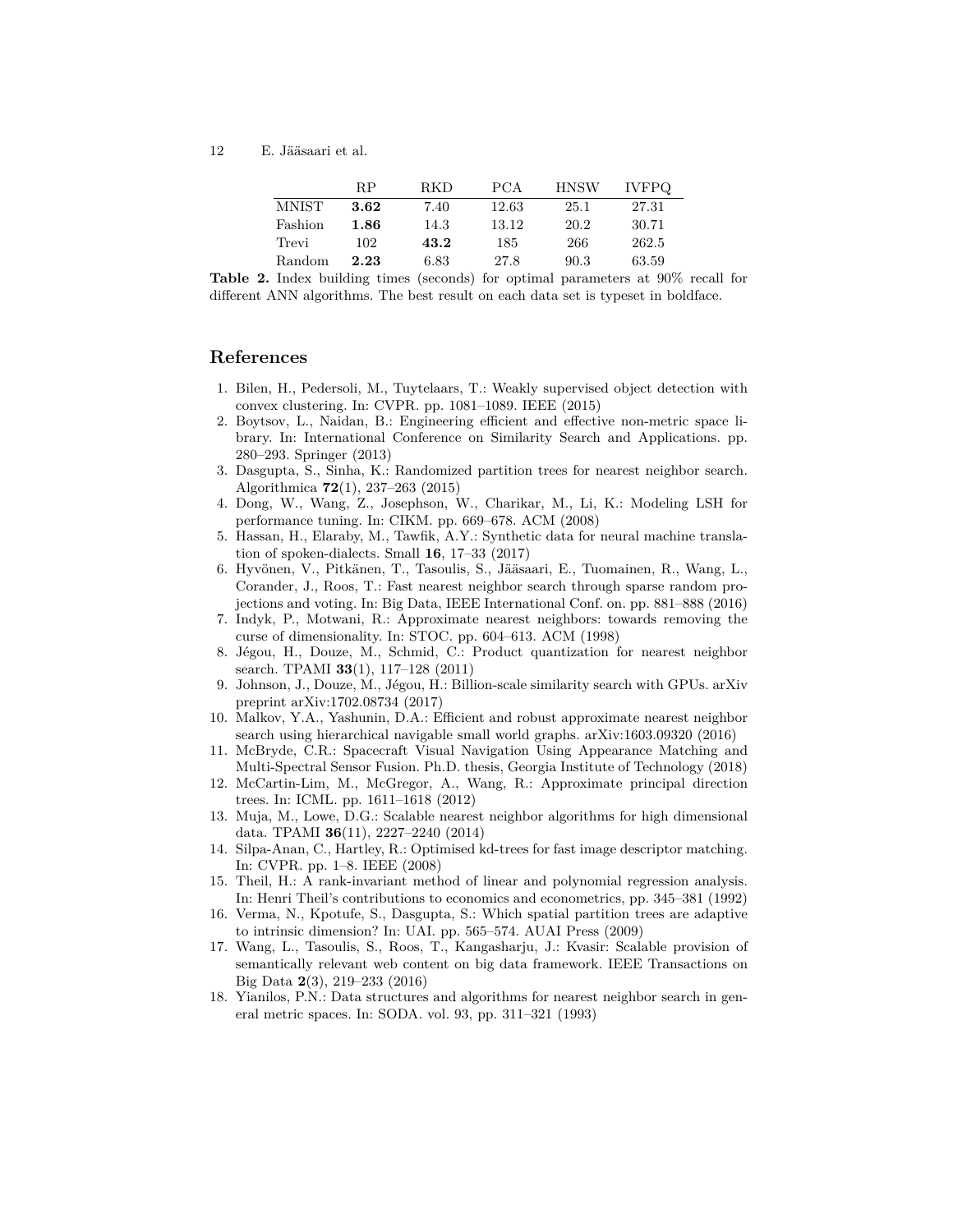| | RP | RKD | PCA | HNSW | IVFPQ |
|---|---|---|---|---|---|
| MNIST | **3.62** | 7.40 | 12.63 | 25.1 | 27.31 |
| Fashion | **1.86** | 14.3 | 13.12 | 20.2 | 30.71 |
| Trevi | 102 | **43.2** | 185 | 266 | 262.5 |
| Random | **2.23** | 6.83 | 27.8 | 90.3 | 63.59 |

**Table 2.** Index building times (seconds) for optimal parameters at 90% recall for different ANN algorithms. The best result on each data set is typeset in boldface.

## References

1. Bilen, H., Pedersoli, M., Tuytelaars, T.: Weakly supervised object detection with convex clustering. In: CVPR. pp. 1081–1089. IEEE (2015)
2. Boytsov, L., Naidan, B.: Engineering efficient and effective non-metric space library. In: International Conference on Similarity Search and Applications. pp. 280–293. Springer (2013)
3. Dasgupta, S., Sinha, K.: Randomized partition trees for nearest neighbor search. Algorithmica **72**(1), 237–263 (2015)
4. Dong, W., Wang, Z., Josephson, W., Charikar, M., Li, K.: Modeling LSH for performance tuning. In: CIKM. pp. 669–678. ACM (2008)
5. Hassan, H., Elaraby, M., Tawfik, A.Y.: Synthetic data for neural machine translation of spoken-dialects. Small **16**, 17–33 (2017)
6. Hyvönen, V., Pitkänen, T., Tasoulis, S., Jääsaari, E., Tuomainen, R., Wang, L., Corander, J., Roos, T.: Fast nearest neighbor search through sparse random projections and voting. In: Big Data, IEEE International Conf. on. pp. 881–888 (2016)
7. Indyk, P., Motwani, R.: Approximate nearest neighbors: towards removing the curse of dimensionality. In: STOC. pp. 604–613. ACM (1998)
8. Jégou, H., Douze, M., Schmid, C.: Product quantization for nearest neighbor search. TPAMI **33**(1), 117–128 (2011)
9. Johnson, J., Douze, M., Jégou, H.: Billion-scale similarity search with GPUs. arXiv preprint arXiv:1702.08734 (2017)
10. Malkov, Y.A., Yashunin, D.A.: Efficient and robust approximate nearest neighbor search using hierarchical navigable small world graphs. arXiv:1603.09320 (2016)
11. McBryde, C.R.: Spacecraft Visual Navigation Using Appearance Matching and Multi-Spectral Sensor Fusion. Ph.D. thesis, Georgia Institute of Technology (2018)
12. McCartin-Lim, M., McGregor, A., Wang, R.: Approximate principal direction trees. In: ICML. pp. 1611–1618 (2012)
13. Muja, M., Lowe, D.G.: Scalable nearest neighbor algorithms for high dimensional data. TPAMI **36**(11), 2227–2240 (2014)
14. Silpa-Anan, C., Hartley, R.: Optimised kd-trees for fast image descriptor matching. In: CVPR. pp. 1–8. IEEE (2008)
15. Theil, H.: A rank-invariant method of linear and polynomial regression analysis. In: Henri Theil's contributions to economics and econometrics, pp. 345–381 (1992)
16. Verma, N., Kpotufe, S., Dasgupta, S.: Which spatial partition trees are adaptive to intrinsic dimension? In: UAI. pp. 565–574. AUAI Press (2009)
17. Wang, L., Tasoulis, S., Roos, T., Kangasharju, J.: Kvasir: Scalable provision of semantically relevant web content on big data framework. IEEE Transactions on Big Data **2**(3), 219–233 (2016)
18. Yianilos, P.N.: Data structures and algorithms for nearest neighbor search in general metric spaces. In: SODA. vol. 93, pp. 311–321 (1993)